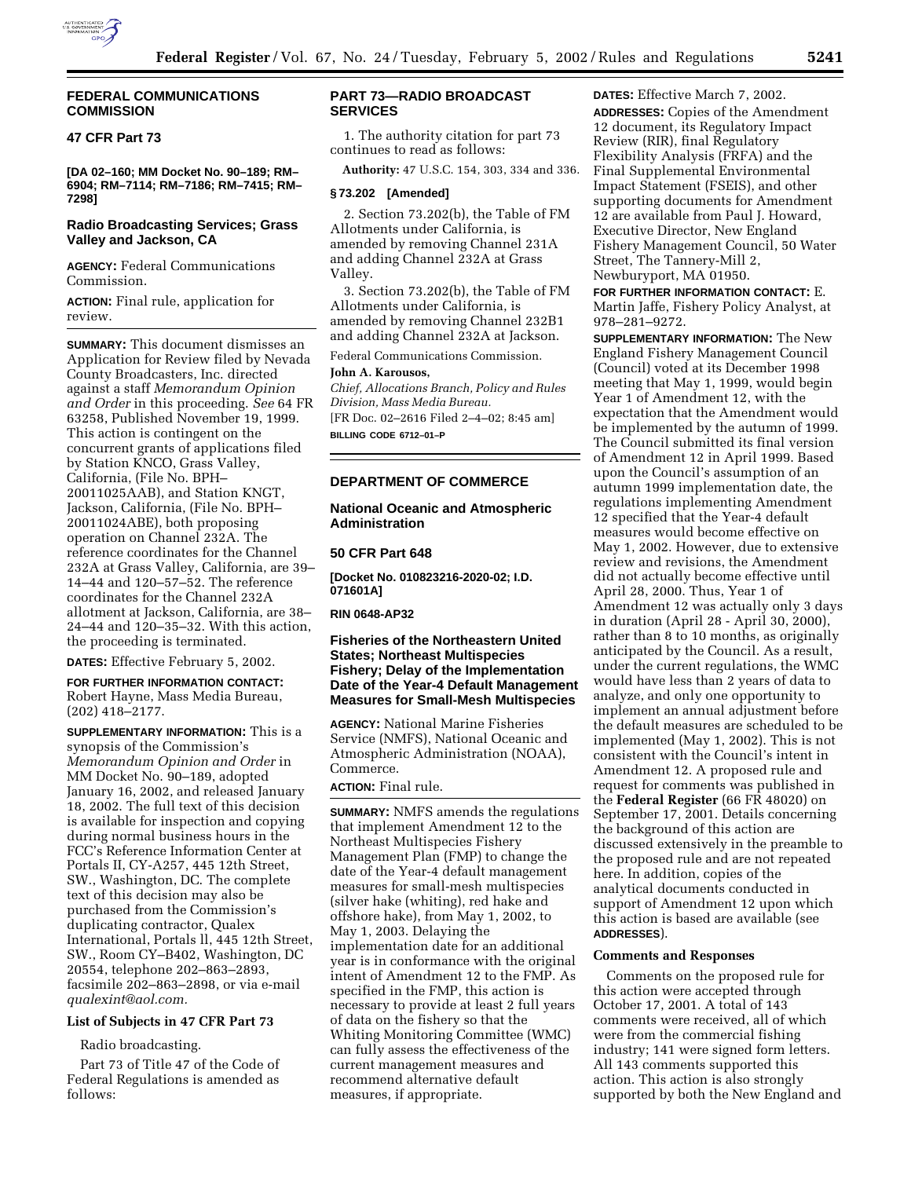## FEDERAL COMMUNICATIONS COMMISSION

### 47 CFR Part 73

**[DA 02–160; MM Docket No. 90–189; RM–6904; RM–7114; RM–7186; RM–7415; RM–7298]**

### Radio Broadcasting Services; Grass Valley and Jackson, CA

**AGENCY:** Federal Communications Commission.

**ACTION:** Final rule, application for review.

**SUMMARY:** This document dismisses an Application for Review filed by Nevada County Broadcasters, Inc. directed against a staff *Memorandum Opinion and Order* in this proceeding. *See* 64 FR 63258, Published November 19, 1999. This action is contingent on the concurrent grants of applications filed by Station KNCO, Grass Valley, California, (File No. BPH–20011025AAB), and Station KNGT, Jackson, California, (File No. BPH–20011024ABE), both proposing operation on Channel 232A. The reference coordinates for the Channel 232A at Grass Valley, California, are 39–14–44 and 120–57–52. The reference coordinates for the Channel 232A allotment at Jackson, California, are 38–24–44 and 120–35–32. With this action, the proceeding is terminated.

**DATES:** Effective February 5, 2002.

**FOR FURTHER INFORMATION CONTACT:** Robert Hayne, Mass Media Bureau, (202) 418–2177.

**SUPPLEMENTARY INFORMATION:** This is a synopsis of the Commission's *Memorandum Opinion and Order* in MM Docket No. 90–189, adopted January 16, 2002, and released January 18, 2002. The full text of this decision is available for inspection and copying during normal business hours in the FCC's Reference Information Center at Portals II, CY-A257, 445 12th Street, SW., Washington, DC. The complete text of this decision may also be purchased from the Commission's duplicating contractor, Qualex International, Portals ll, 445 12th Street, SW., Room CY–B402, Washington, DC 20554, telephone 202–863–2893, facsimile 202–863–2898, or via e-mail *qualexint@aol.com.*

**List of Subjects in 47 CFR Part 73**

Radio broadcasting.

Part 73 of Title 47 of the Code of Federal Regulations is amended as follows:

### PART 73—RADIO BROADCAST SERVICES

1. The authority citation for part 73 continues to read as follows:

**Authority:** 47 U.S.C. 154, 303, 334 and 336.

**§ 73.202 [Amended]**

2. Section 73.202(b), the Table of FM Allotments under California, is amended by removing Channel 231A and adding Channel 232A at Grass Valley.

3. Section 73.202(b), the Table of FM Allotments under California, is amended by removing Channel 232B1 and adding Channel 232A at Jackson.

Federal Communications Commission.

**John A. Karousos,**

*Chief, Allocations Branch, Policy and Rules Division, Mass Media Bureau.*

[FR Doc. 02–2616 Filed 2–4–02; 8:45 am]

**BILLING CODE 6712–01–P**

## DEPARTMENT OF COMMERCE

### National Oceanic and Atmospheric Administration

### 50 CFR Part 648

**[Docket No. 010823216-2020-02; I.D. 071601A]**

**RIN 0648-AP32**

### Fisheries of the Northeastern United States; Northeast Multispecies Fishery; Delay of the Implementation Date of the Year-4 Default Management Measures for Small-Mesh Multispecies

**AGENCY:** National Marine Fisheries Service (NMFS), National Oceanic and Atmospheric Administration (NOAA), Commerce.

**ACTION:** Final rule.

**SUMMARY:** NMFS amends the regulations that implement Amendment 12 to the Northeast Multispecies Fishery Management Plan (FMP) to change the date of the Year-4 default management measures for small-mesh multispecies (silver hake (whiting), red hake and offshore hake), from May 1, 2002, to May 1, 2003. Delaying the implementation date for an additional year is in conformance with the original intent of Amendment 12 to the FMP. As specified in the FMP, this action is necessary to provide at least 2 full years of data on the fishery so that the Whiting Monitoring Committee (WMC) can fully assess the effectiveness of the current management measures and recommend alternative default measures, if appropriate.

**DATES:** Effective March 7, 2002.

**ADDRESSES:** Copies of the Amendment 12 document, its Regulatory Impact Review (RIR), final Regulatory Flexibility Analysis (FRFA) and the Final Supplemental Environmental Impact Statement (FSEIS), and other supporting documents for Amendment 12 are available from Paul J. Howard, Executive Director, New England Fishery Management Council, 50 Water Street, The Tannery-Mill 2, Newburyport, MA 01950.

**FOR FURTHER INFORMATION CONTACT:** E. Martin Jaffe, Fishery Policy Analyst, at 978–281–9272.

**SUPPLEMENTARY INFORMATION:** The New England Fishery Management Council (Council) voted at its December 1998 meeting that May 1, 1999, would begin Year 1 of Amendment 12, with the expectation that the Amendment would be implemented by the autumn of 1999. The Council submitted its final version of Amendment 12 in April 1999. Based upon the Council's assumption of an autumn 1999 implementation date, the regulations implementing Amendment 12 specified that the Year-4 default measures would become effective on May 1, 2002. However, due to extensive review and revisions, the Amendment did not actually become effective until April 28, 2000. Thus, Year 1 of Amendment 12 was actually only 3 days in duration (April 28 - April 30, 2000), rather than 8 to 10 months, as originally anticipated by the Council. As a result, under the current regulations, the WMC would have less than 2 years of data to analyze, and only one opportunity to implement an annual adjustment before the default measures are scheduled to be implemented (May 1, 2002). This is not consistent with the Council's intent in Amendment 12. A proposed rule and request for comments was published in the **Federal Register** (66 FR 48020) on September 17, 2001. Details concerning the background of this action are discussed extensively in the preamble to the proposed rule and are not repeated here. In addition, copies of the analytical documents conducted in support of Amendment 12 upon which this action is based are available (see **ADDRESSES**).

**Comments and Responses**

Comments on the proposed rule for this action were accepted through October 17, 2001. A total of 143 comments were received, all of which were from the commercial fishing industry; 141 were signed form letters. All 143 comments supported this action. This action is also strongly supported by both the New England and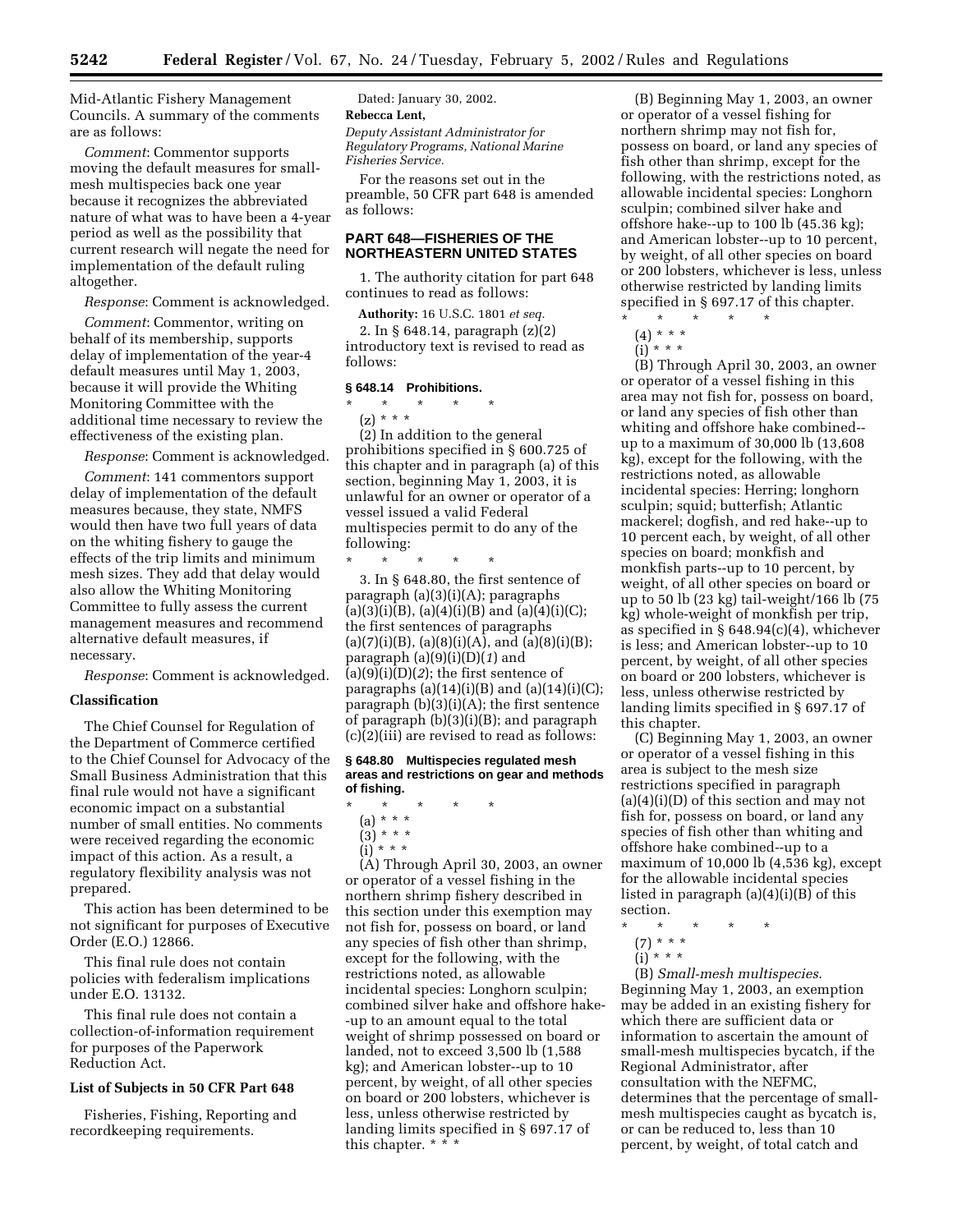Mid-Atlantic Fishery Management Councils. A summary of the comments are as follows:

*Comment*: Commentor supports moving the default measures for small-mesh multispecies back one year because it recognizes the abbreviated nature of what was to have been a 4-year period as well as the possibility that current research will negate the need for implementation of the default ruling altogether.

*Response*: Comment is acknowledged.

*Comment*: Commentor, writing on behalf of its membership, supports delay of implementation of the year-4 default measures until May 1, 2003, because it will provide the Whiting Monitoring Committee with the additional time necessary to review the effectiveness of the existing plan.

*Response*: Comment is acknowledged.

*Comment*: 141 commentors support delay of implementation of the default measures because, they state, NMFS would then have two full years of data on the whiting fishery to gauge the effects of the trip limits and minimum mesh sizes. They add that delay would also allow the Whiting Monitoring Committee to fully assess the current management measures and recommend alternative default measures, if necessary.

*Response*: Comment is acknowledged.

**Classification**

The Chief Counsel for Regulation of the Department of Commerce certified to the Chief Counsel for Advocacy of the Small Business Administration that this final rule would not have a significant economic impact on a substantial number of small entities. No comments were received regarding the economic impact of this action. As a result, a regulatory flexibility analysis was not prepared.

This action has been determined to be not significant for purposes of Executive Order (E.O.) 12866.

This final rule does not contain policies with federalism implications under E.O. 13132.

This final rule does not contain a collection-of-information requirement for purposes of the Paperwork Reduction Act.

**List of Subjects in 50 CFR Part 648**

Fisheries, Fishing, Reporting and recordkeeping requirements.

Dated: January 30, 2002.

**Rebecca Lent,**

*Deputy Assistant Administrator for Regulatory Programs, National Marine Fisheries Service.*

For the reasons set out in the preamble, 50 CFR part 648 is amended as follows:

## PART 648—FISHERIES OF THE NORTHEASTERN UNITED STATES

1. The authority citation for part 648 continues to read as follows:

**Authority:** 16 U.S.C. 1801 *et seq.*

2. In § 648.14, paragraph (z)(2) introductory text is revised to read as follows:

### § 648.14 Prohibitions.

\* \* \* \* \*

(z) \* \* \*

(2) In addition to the general prohibitions specified in § 600.725 of this chapter and in paragraph (a) of this section, beginning May 1, 2003, it is unlawful for an owner or operator of a vessel issued a valid Federal multispecies permit to do any of the following:

\* \* \* \* \*

3. In § 648.80, the first sentence of paragraph (a)(3)(i)(A); paragraphs (a)(3)(i)(B), (a)(4)(i)(B) and (a)(4)(i)(C); the first sentences of paragraphs (a)(7)(i)(B), (a)(8)(i)(A), and (a)(8)(i)(B); paragraph (a)(9)(i)(D)(*1*) and (a)(9)(i)(D)(*2*); the first sentence of paragraphs (a)(14)(i)(B) and (a)(14)(i)(C); paragraph (b)(3)(i)(A); the first sentence of paragraph (b)(3)(i)(B); and paragraph (c)(2)(iii) are revised to read as follows:

### § 648.80 Multispecies regulated mesh areas and restrictions on gear and methods of fishing.

\* \* \* \* \*

(a) \* \* \*

(3) \* \* \*

(i) \* \* \*

(A) Through April 30, 2003, an owner or operator of a vessel fishing in the northern shrimp fishery described in this section under this exemption may not fish for, possess on board, or land any species of fish other than shrimp, except for the following, with the restrictions noted, as allowable incidental species: Longhorn sculpin; combined silver hake and offshore hake--up to an amount equal to the total weight of shrimp possessed on board or landed, not to exceed 3,500 lb (1,588 kg); and American lobster--up to 10 percent, by weight, of all other species on board or 200 lobsters, whichever is less, unless otherwise restricted by landing limits specified in § 697.17 of this chapter. \* \* \*

(B) Beginning May 1, 2003, an owner or operator of a vessel fishing for northern shrimp may not fish for, possess on board, or land any species of fish other than shrimp, except for the following, with the restrictions noted, as allowable incidental species: Longhorn sculpin; combined silver hake and offshore hake--up to 100 lb (45.36 kg); and American lobster--up to 10 percent, by weight, of all other species on board or 200 lobsters, whichever is less, unless otherwise restricted by landing limits specified in § 697.17 of this chapter.

\* \* \* \* \*

(4) \* \* \*

(i) \* \* \*

(B) Through April 30, 2003, an owner or operator of a vessel fishing in this area may not fish for, possess on board, or land any species of fish other than whiting and offshore hake combined--up to a maximum of 30,000 lb (13,608 kg), except for the following, with the restrictions noted, as allowable incidental species: Herring; longhorn sculpin; squid; butterfish; Atlantic mackerel; dogfish, and red hake--up to 10 percent each, by weight, of all other species on board; monkfish and monkfish parts--up to 10 percent, by weight, of all other species on board or up to 50 lb (23 kg) tail-weight/166 lb (75 kg) whole-weight of monkfish per trip, as specified in § 648.94(c)(4), whichever is less; and American lobster--up to 10 percent, by weight, of all other species on board or 200 lobsters, whichever is less, unless otherwise restricted by landing limits specified in § 697.17 of this chapter.

(C) Beginning May 1, 2003, an owner or operator of a vessel fishing in this area is subject to the mesh size restrictions specified in paragraph (a)(4)(i)(D) of this section and may not fish for, possess on board, or land any species of fish other than whiting and offshore hake combined--up to a maximum of 10,000 lb (4,536 kg), except for the allowable incidental species listed in paragraph (a)(4)(i)(B) of this section.

\* \* \* \* \*

(7) \* \* \*

(i) \* \* \*

(B) *Small-mesh multispecies*. Beginning May 1, 2003, an exemption may be added in an existing fishery for which there are sufficient data or information to ascertain the amount of small-mesh multispecies bycatch, if the Regional Administrator, after consultation with the NEFMC, determines that the percentage of small-mesh multispecies caught as bycatch is, or can be reduced to, less than 10 percent, by weight, of total catch and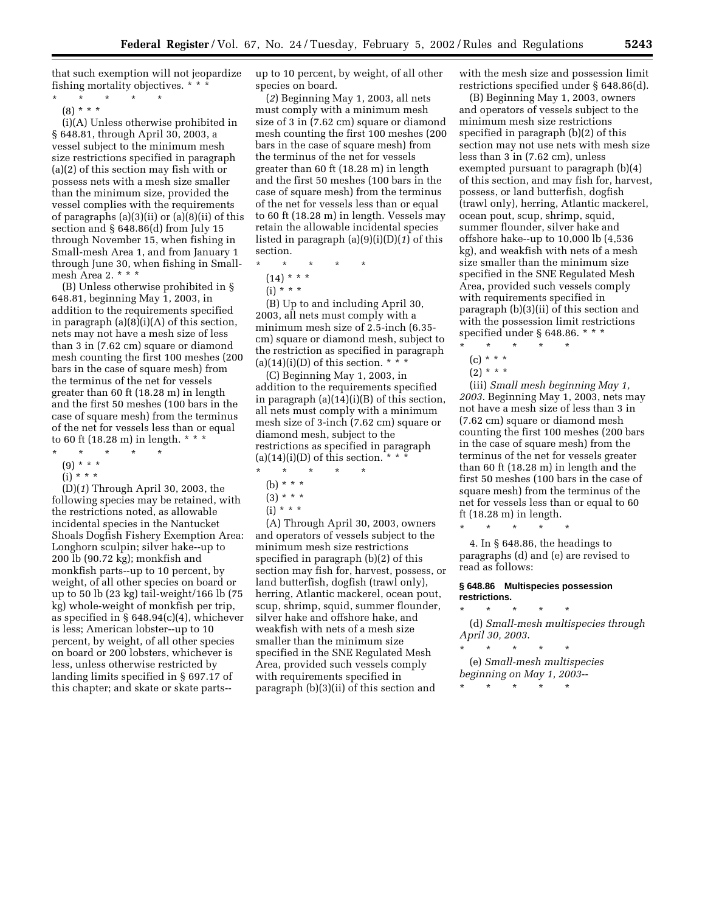that such exemption will not jeopardize fishing mortality objectives. * * *

\* \* \* \* \*

(8) * * *

(i)(A) Unless otherwise prohibited in § 648.81, through April 30, 2003, a vessel subject to the minimum mesh size restrictions specified in paragraph (a)(2) of this section may fish with or possess nets with a mesh size smaller than the minimum size, provided the vessel complies with the requirements of paragraphs (a)(3)(ii) or (a)(8)(ii) of this section and § 648.86(d) from July 15 through November 15, when fishing in Small-mesh Area 1, and from January 1 through June 30, when fishing in Small-mesh Area 2. * * *

(B) Unless otherwise prohibited in § 648.81, beginning May 1, 2003, in addition to the requirements specified in paragraph (a)(8)(i)(A) of this section, nets may not have a mesh size of less than 3 in (7.62 cm) square or diamond mesh counting the first 100 meshes (200 bars in the case of square mesh) from the terminus of the net for vessels greater than 60 ft (18.28 m) in length and the first 50 meshes (100 bars in the case of square mesh) from the terminus of the net for vessels less than or equal to 60 ft (18.28 m) in length. * * *

\* \* \* \* \*

(9) * * *

(i) * * *

(D)(*1*) Through April 30, 2003, the following species may be retained, with the restrictions noted, as allowable incidental species in the Nantucket Shoals Dogfish Fishery Exemption Area: Longhorn sculpin; silver hake--up to 200 lb (90.72 kg); monkfish and monkfish parts--up to 10 percent, by weight, of all other species on board or up to 50 lb (23 kg) tail-weight/166 lb (75 kg) whole-weight of monkfish per trip, as specified in § 648.94(c)(4), whichever is less; American lobster--up to 10 percent, by weight, of all other species on board or 200 lobsters, whichever is less, unless otherwise restricted by landing limits specified in § 697.17 of this chapter; and skate or skate parts--up to 10 percent, by weight, of all other species on board.

(*2*) Beginning May 1, 2003, all nets must comply with a minimum mesh size of 3 in (7.62 cm) square or diamond mesh counting the first 100 meshes (200 bars in the case of square mesh) from the terminus of the net for vessels greater than 60 ft (18.28 m) in length and the first 50 meshes (100 bars in the case of square mesh) from the terminus of the net for vessels less than or equal to 60 ft (18.28 m) in length. Vessels may retain the allowable incidental species listed in paragraph (a)(9)(i)(D)(*1*) of this section.

\* \* \* \* \*

(14) * * *

(i) * * *

(B) Up to and including April 30, 2003, all nets must comply with a minimum mesh size of 2.5-inch (6.35-cm) square or diamond mesh, subject to the restriction as specified in paragraph (a)(14)(i)(D) of this section. * * *

(C) Beginning May 1, 2003, in addition to the requirements specified in paragraph (a)(14)(i)(B) of this section, all nets must comply with a minimum mesh size of 3-inch (7.62 cm) square or diamond mesh, subject to the restrictions as specified in paragraph (a)(14)(i)(D) of this section. * * *

\* \* \* \* \*

(b) * * *

(3) * * *

(i) * * *

(A) Through April 30, 2003, owners and operators of vessels subject to the minimum mesh size restrictions specified in paragraph (b)(2) of this section may fish for, harvest, possess, or land butterfish, dogfish (trawl only), herring, Atlantic mackerel, ocean pout, scup, shrimp, squid, summer flounder, silver hake and offshore hake, and weakfish with nets of a mesh size smaller than the minimum size specified in the SNE Regulated Mesh Area, provided such vessels comply with requirements specified in paragraph (b)(3)(ii) of this section and with the mesh size and possession limit restrictions specified under § 648.86(d).

(B) Beginning May 1, 2003, owners and operators of vessels subject to the minimum mesh size restrictions specified in paragraph (b)(2) of this section may not use nets with mesh size less than 3 in (7.62 cm), unless exempted pursuant to paragraph (b)(4) of this section, and may fish for, harvest, possess, or land butterfish, dogfish (trawl only), herring, Atlantic mackerel, ocean pout, scup, shrimp, squid, summer flounder, silver hake and offshore hake--up to 10,000 lb (4,536 kg), and weakfish with nets of a mesh size smaller than the minimum size specified in the SNE Regulated Mesh Area, provided such vessels comply with requirements specified in paragraph (b)(3)(ii) of this section and with the possession limit restrictions specified under § 648.86. * * *

\* \* \* \* \*

(c) * * *

(2) * * *

(iii) *Small mesh beginning May 1, 2003*. Beginning May 1, 2003, nets may not have a mesh size of less than 3 in (7.62 cm) square or diamond mesh counting the first 100 meshes (200 bars in the case of square mesh) from the terminus of the net for vessels greater than 60 ft (18.28 m) in length and the first 50 meshes (100 bars in the case of square mesh) from the terminus of the net for vessels less than or equal to 60 ft (18.28 m) in length.

\* \* \* \* \*

4. In § 648.86, the headings to paragraphs (d) and (e) are revised to read as follows:

**§ 648.86 Multispecies possession restrictions.**

\* \* \* \* \*

(d) *Small-mesh multispecies through April 30, 2003*.

\* \* \* \* \*

(e) *Small-mesh multispecies beginning on May 1, 2003*--

\* \* \* \* \*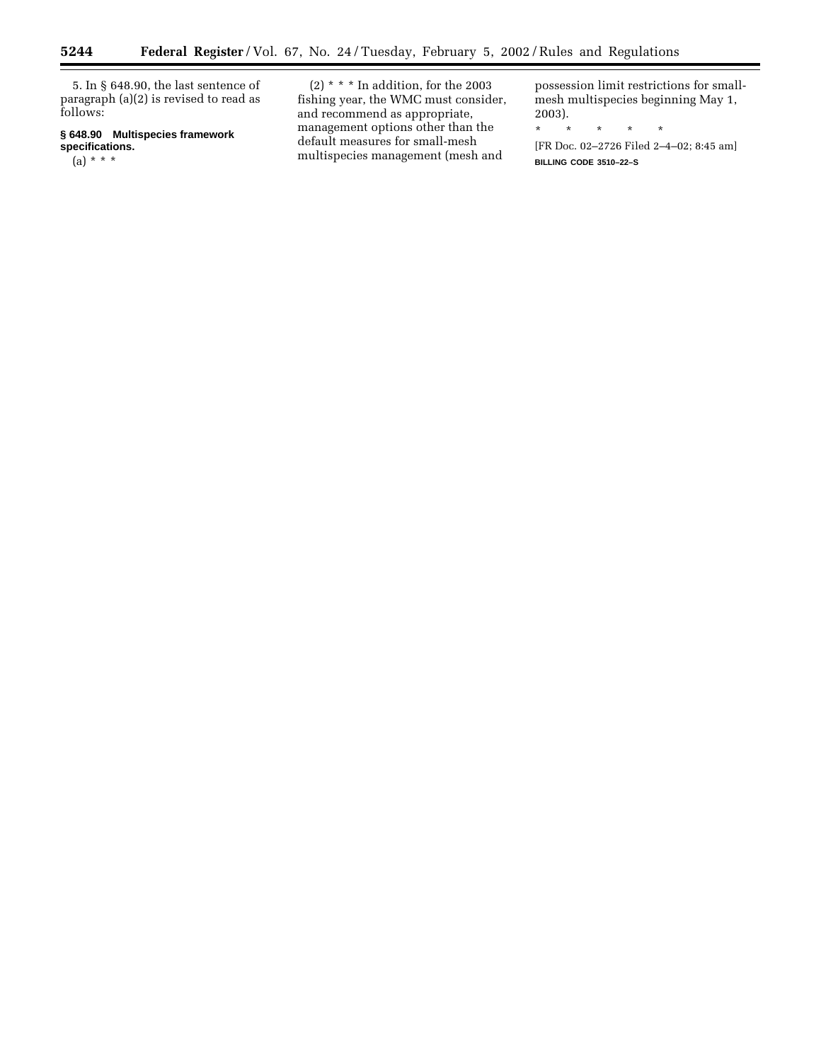5. In § 648.90, the last sentence of paragraph (a)(2) is revised to read as follows:

**§ 648.90 Multispecies framework specifications.**

(a) * * *

(2) * * * In addition, for the 2003 fishing year, the WMC must consider, and recommend as appropriate, management options other than the default measures for small-mesh multispecies management (mesh and possession limit restrictions for small-mesh multispecies beginning May 1, 2003).

\* \* \* \* \*

[FR Doc. 02–2726 Filed 2–4–02; 8:45 am]

**BILLING CODE 3510–22–S**